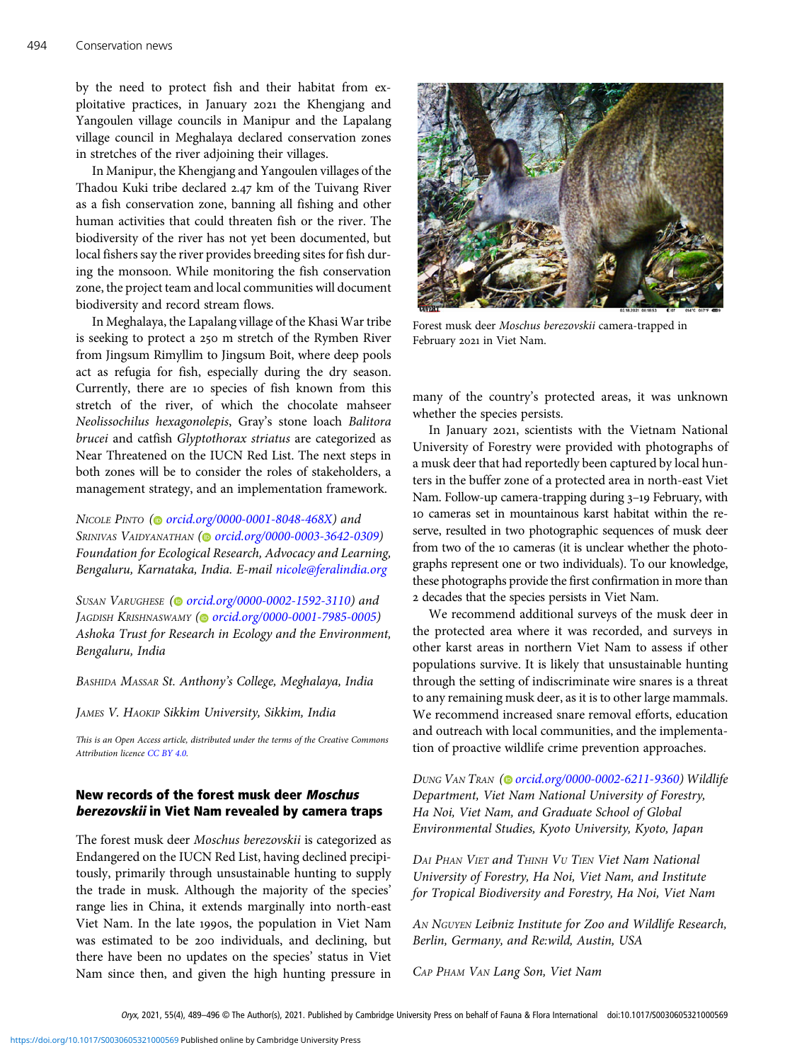by the need to protect fish and their habitat from exploitative practices, in January 2021 the Khengjang and Yangoulen village councils in Manipur and the Lapalang village council in Meghalaya declared conservation zones in stretches of the river adjoining their villages.

In Manipur, the Khengjang and Yangoulen villages of the Thadou Kuki tribe declared 2.47 km of the Tuivang River as a fish conservation zone, banning all fishing and other human activities that could threaten fish or the river. The biodiversity of the river has not yet been documented, but local fishers say the river provides breeding sites for fish during the monsoon. While monitoring the fish conservation zone, the project team and local communities will document biodiversity and record stream flows.

In Meghalaya, the Lapalang village of the Khasi War tribe is seeking to protect a 250 m stretch of the Rymben River from Jingsum Rimyllim to Jingsum Boit, where deep pools act as refugia for fish, especially during the dry season. Currently, there are 10 species of fish known from this stretch of the river, of which the chocolate mahseer *Neolissochilus hexagonolepis*, Gray's stone loach *Balitora brucei* and catfish *Glyptothorax striatus* are categorized as Near Threatened on the IUCN Red List. The next steps in both zones will be to consider the roles of stakeholders, a management strategy, and an implementation framework.

*Nicole Pinto (orcid.org/0000-0001-8048-468X) and Srinivas Vaidyanathan (orcid.org/0000-0003-3642-0309) Foundation for Ecological Research, Advocacy and Learning, Bengaluru, Karnataka, India. E-mail nicole@feralindia.org*

*Susan Varughese (orcid.org/0000-0002-1592-3110) and Jagdish Krishnaswamy (orcid.org/0000-0001-7985-0005) Ashoka Trust for Research in Ecology and the Environment, Bengaluru, India*

*Bashida Massar St. Anthony's College, Meghalaya, India*

*James V. Haokip Sikkim University, Sikkim, India*

*This is an Open Access article, distributed under the terms of the Creative Commons Attribution licence CC BY 4.0.*

## New records of the forest musk deer *Moschus berezovskii* in Viet Nam revealed by camera traps

The forest musk deer *Moschus berezovskii* is categorized as Endangered on the IUCN Red List, having declined precipitously, primarily through unsustainable hunting to supply the trade in musk. Although the majority of the species' range lies in China, it extends marginally into north-east Viet Nam. In the late 1990s, the population in Viet Nam was estimated to be 200 individuals, and declining, but there have been no updates on the species' status in Viet Nam since then, and given the high hunting pressure in many of the country's protected areas, it was unknown whether the species persists.

Forest musk deer *Moschus berezovskii* camera-trapped in February 2021 in Viet Nam.

In January 2021, scientists with the Vietnam National University of Forestry were provided with photographs of a musk deer that had reportedly been captured by local hunters in the buffer zone of a protected area in north-east Viet Nam. Follow-up camera-trapping during 3–19 February, with 10 cameras set in mountainous karst habitat within the reserve, resulted in two photographic sequences of musk deer from two of the 10 cameras (it is unclear whether the photographs represent one or two individuals). To our knowledge, these photographs provide the first confirmation in more than 2 decades that the species persists in Viet Nam.

We recommend additional surveys of the musk deer in the protected area where it was recorded, and surveys in other karst areas in northern Viet Nam to assess if other populations survive. It is likely that unsustainable hunting through the setting of indiscriminate wire snares is a threat to any remaining musk deer, as it is to other large mammals. We recommend increased snare removal efforts, education and outreach with local communities, and the implementation of proactive wildlife crime prevention approaches.

*Dung Van Tran (orcid.org/0000-0002-6211-9360) Wildlife Department, Viet Nam National University of Forestry, Ha Noi, Viet Nam, and Graduate School of Global Environmental Studies, Kyoto University, Kyoto, Japan*

*Dai Phan Viet and Thinh Vu Tien Viet Nam National University of Forestry, Ha Noi, Viet Nam, and Institute for Tropical Biodiversity and Forestry, Ha Noi, Viet Nam*

*An Nguyen Leibniz Institute for Zoo and Wildlife Research, Berlin, Germany, and Re:wild, Austin, USA*

*Cap Pham Van Lang Son, Viet Nam*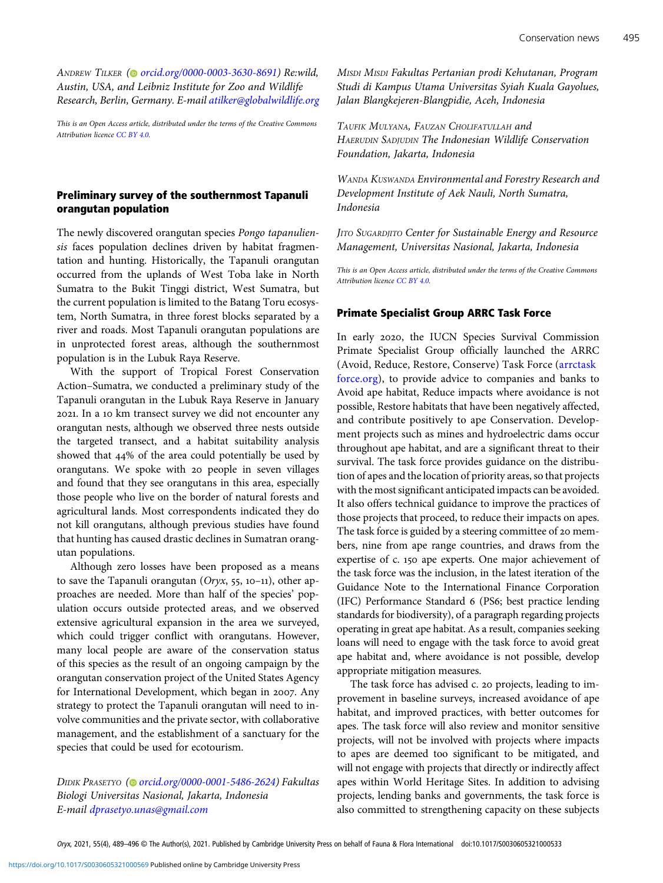ANDREW TILKER (orcid.org/0000-0003-3630-8691) Re:wild, Austin, USA, and Leibniz Institute for Zoo and Wildlife Research, Berlin, Germany. E-mail atilker@globalwildlife.org

*This is an Open Access article, distributed under the terms of the Creative Commons Attribution licence CC BY 4.0.*

## Preliminary survey of the southernmost Tapanuli orangutan population

The newly discovered orangutan species *Pongo tapanuliensis* faces population declines driven by habitat fragmentation and hunting. Historically, the Tapanuli orangutan occurred from the uplands of West Toba lake in North Sumatra to the Bukit Tinggi district, West Sumatra, but the current population is limited to the Batang Toru ecosystem, North Sumatra, in three forest blocks separated by a river and roads. Most Tapanuli orangutan populations are in unprotected forest areas, although the southernmost population is in the Lubuk Raya Reserve.

With the support of Tropical Forest Conservation Action–Sumatra, we conducted a preliminary study of the Tapanuli orangutan in the Lubuk Raya Reserve in January 2021. In a 10 km transect survey we did not encounter any orangutan nests, although we observed three nests outside the targeted transect, and a habitat suitability analysis showed that 44% of the area could potentially be used by orangutans. We spoke with 20 people in seven villages and found that they see orangutans in this area, especially those people who live on the border of natural forests and agricultural lands. Most correspondents indicated they do not kill orangutans, although previous studies have found that hunting has caused drastic declines in Sumatran orangutan populations.

Although zero losses have been proposed as a means to save the Tapanuli orangutan (*Oryx*, 55, 10–11), other approaches are needed. More than half of the species' population occurs outside protected areas, and we observed extensive agricultural expansion in the area we surveyed, which could trigger conflict with orangutans. However, many local people are aware of the conservation status of this species as the result of an ongoing campaign by the orangutan conservation project of the United States Agency for International Development, which began in 2007. Any strategy to protect the Tapanuli orangutan will need to involve communities and the private sector, with collaborative management, and the establishment of a sanctuary for the species that could be used for ecotourism.

DIDIK PRASETYO (orcid.org/0000-0001-5486-2624) *Fakultas Biologi Universitas Nasional, Jakarta, Indonesia* E-mail dprasetyo.unas@gmail.com

MISDI MISDI *Fakultas Pertanian prodi Kehutanan, Program Studi di Kampus Utama Universitas Syiah Kuala Gayolues, Jalan Blangkejeren-Blangpidie, Aceh, Indonesia*

TAUFIK MULYANA, FAUZAN CHOLIFATULLAH and HAERUDIN SADJUDIN *The Indonesian Wildlife Conservation Foundation, Jakarta, Indonesia*

WANDA KUSWANDA *Environmental and Forestry Research and Development Institute of Aek Nauli, North Sumatra, Indonesia*

JITO SUGARDJITO *Center for Sustainable Energy and Resource Management, Universitas Nasional, Jakarta, Indonesia*

*This is an Open Access article, distributed under the terms of the Creative Commons Attribution licence CC BY 4.0.*

## Primate Specialist Group ARRC Task Force

In early 2020, the IUCN Species Survival Commission Primate Specialist Group officially launched the ARRC (Avoid, Reduce, Restore, Conserve) Task Force (arrctaskforce.org), to provide advice to companies and banks to Avoid ape habitat, Reduce impacts where avoidance is not possible, Restore habitats that have been negatively affected, and contribute positively to ape Conservation. Development projects such as mines and hydroelectric dams occur throughout ape habitat, and are a significant threat to their survival. The task force provides guidance on the distribution of apes and the location of priority areas, so that projects with the most significant anticipated impacts can be avoided. It also offers technical guidance to improve the practices of those projects that proceed, to reduce their impacts on apes. The task force is guided by a steering committee of 20 members, nine from ape range countries, and draws from the expertise of c. 150 ape experts. One major achievement of the task force was the inclusion, in the latest iteration of the Guidance Note to the International Finance Corporation (IFC) Performance Standard 6 (PS6; best practice lending standards for biodiversity), of a paragraph regarding projects operating in great ape habitat. As a result, companies seeking loans will need to engage with the task force to avoid great ape habitat and, where avoidance is not possible, develop appropriate mitigation measures.

The task force has advised c. 20 projects, leading to improvement in baseline surveys, increased avoidance of ape habitat, and improved practices, with better outcomes for apes. The task force will also review and monitor sensitive projects, will not be involved with projects where impacts to apes are deemed too significant to be mitigated, and will not engage with projects that directly or indirectly affect apes within World Heritage Sites. In addition to advising projects, lending banks and governments, the task force is also committed to strengthening capacity on these subjects